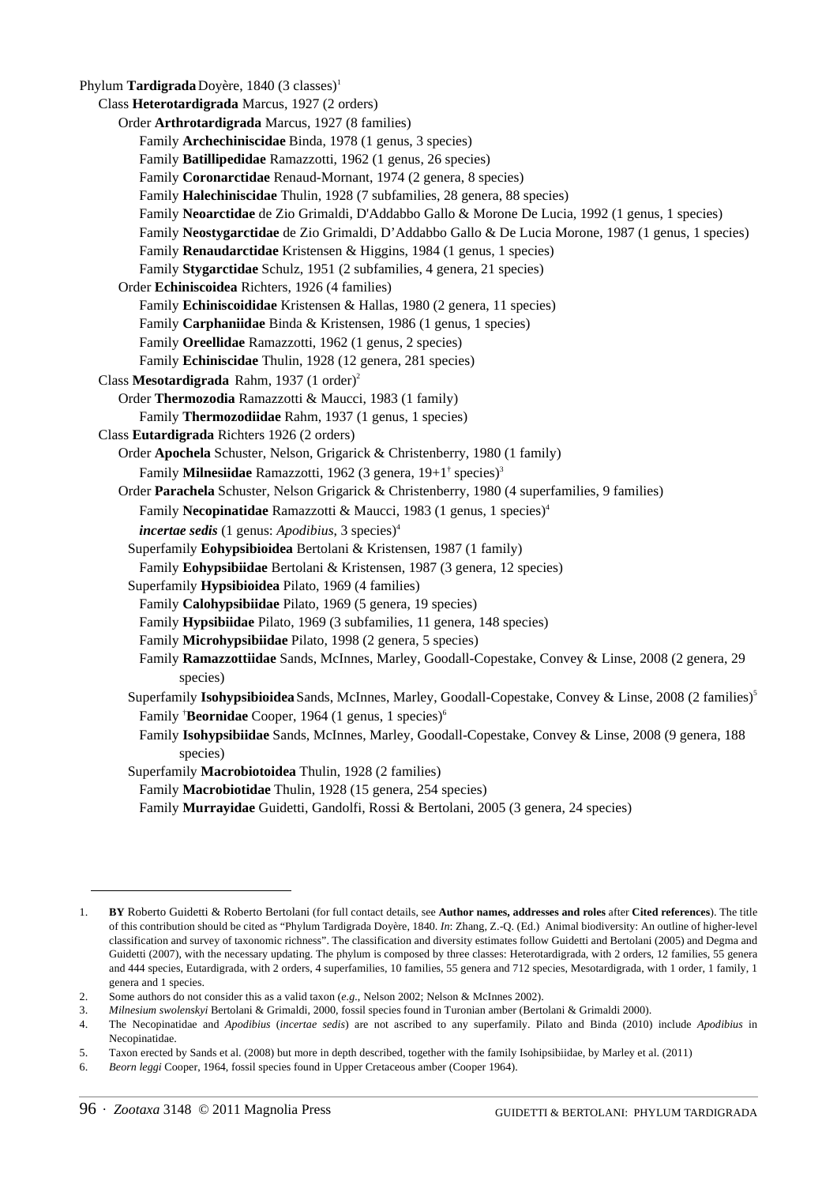Phylum **Tardigrada** Doyère, 1840 (3 classes)[1]

Class **Heterotardigrada** Marcus, 1927 (2 orders)

Order **Arthrotardigrada** Marcus, 1927 (8 families)

Family **Archechiniscidae** Binda, 1978 (1 genus, 3 species)

Family **Batillipedidae** Ramazzotti, 1962 (1 genus, 26 species)

Family **Coronarctidae** Renaud-Mornant, 1974 (2 genera, 8 species)

Family **Halechiniscidae** Thulin, 1928 (7 subfamilies, 28 genera, 88 species)

Family **Neoarctidae** de Zio Grimaldi, D'Addabbo Gallo & Morone De Lucia, 1992 (1 genus, 1 species)

Family **Neostygarctidae** de Zio Grimaldi, D'Addabbo Gallo & De Lucia Morone, 1987 (1 genus, 1 species)

Family **Renaudarctidae** Kristensen & Higgins, 1984 (1 genus, 1 species)

Family **Stygarctidae** Schulz, 1951 (2 subfamilies, 4 genera, 21 species)

Order **Echiniscoidea** Richters, 1926 (4 families)

Family **Echiniscoididae** Kristensen & Hallas, 1980 (2 genera, 11 species)

Family **Carphaniidae** Binda & Kristensen, 1986 (1 genus, 1 species)

Family **Oreellidae** Ramazzotti, 1962 (1 genus, 2 species)

Family **Echiniscidae** Thulin, 1928 (12 genera, 281 species)

Class **Mesotardigrada** Rahm, 1937 (1 order)[2]

Order **Thermozodia** Ramazzotti & Maucci, 1983 (1 family)

Family **Thermozodiidae** Rahm, 1937 (1 genus, 1 species)

Class **Eutardigrada** Richters 1926 (2 orders)

Order **Apochela** Schuster, Nelson, Grigarick & Christenberry, 1980 (1 family)

Family **Milnesiidae** Ramazzotti, 1962 (3 genera, 19+1[†] species)[3]

Order **Parachela** Schuster, Nelson Grigarick & Christenberry, 1980 (4 superfamilies, 9 families)

Family **Necopinatidae** Ramazzotti & Maucci, 1983 (1 genus, 1 species)[4]

***incertae sedis*** (1 genus: *Apodibius*, 3 species)[4]

Superfamily **Eohypsibioidea** Bertolani & Kristensen, 1987 (1 family)

Family **Eohypsibiidae** Bertolani & Kristensen, 1987 (3 genera, 12 species)

Superfamily **Hypsibioidea** Pilato, 1969 (4 families)

Family **Calohypsibiidae** Pilato, 1969 (5 genera, 19 species)

Family **Hypsibiidae** Pilato, 1969 (3 subfamilies, 11 genera, 148 species)

Family **Microhypsibiidae** Pilato, 1998 (2 genera, 5 species)

Family **Ramazzottiidae** Sands, McInnes, Marley, Goodall-Copestake, Convey & Linse, 2008 (2 genera, 29 species)

Superfamily **Isohypsibioidea** Sands, McInnes, Marley, Goodall-Copestake, Convey & Linse, 2008 (2 families)[5]

Family [†]**Beornidae** Cooper, 1964 (1 genus, 1 species)[6]

Family **Isohypsibiidae** Sands, McInnes, Marley, Goodall-Copestake, Convey & Linse, 2008 (9 genera, 188 species)

Superfamily **Macrobiotoidea** Thulin, 1928 (2 families)

Family **Macrobiotidae** Thulin, 1928 (15 genera, 254 species)

Family **Murrayidae** Guidetti, Gandolfi, Rossi & Bertolani, 2005 (3 genera, 24 species)

---

1. **BY** Roberto Guidetti & Roberto Bertolani (for full contact details, see **Author names, addresses and roles** after **Cited references**). The title of this contribution should be cited as "Phylum Tardigrada Doyère, 1840. *In*: Zhang, Z.-Q. (Ed.) Animal biodiversity: An outline of higher-level classification and survey of taxonomic richness". The classification and diversity estimates follow Guidetti and Bertolani (2005) and Degma and Guidetti (2007), with the necessary updating. The phylum is composed by three classes: Heterotardigrada, with 2 orders, 12 families, 55 genera and 444 species, Eutardigrada, with 2 orders, 4 superfamilies, 10 families, 55 genera and 712 species, Mesotardigrada, with 1 order, 1 family, 1 genera and 1 species.
2. Some authors do not consider this as a valid taxon (*e.g.*, Nelson 2002; Nelson & McInnes 2002).
3. *Milnesium swolenskyi* Bertolani & Grimaldi, 2000, fossil species found in Turonian amber (Bertolani & Grimaldi 2000).
4. The Necopinatidae and *Apodibius* (*incertae sedis*) are not ascribed to any superfamily. Pilato and Binda (2010) include *Apodibius* in Necopinatidae.
5. Taxon erected by Sands et al. (2008) but more in depth described, together with the family Isohipsibiidae, by Marley et al. (2011)
6. *Beorn leggi* Cooper, 1964, fossil species found in Upper Cretaceous amber (Cooper 1964).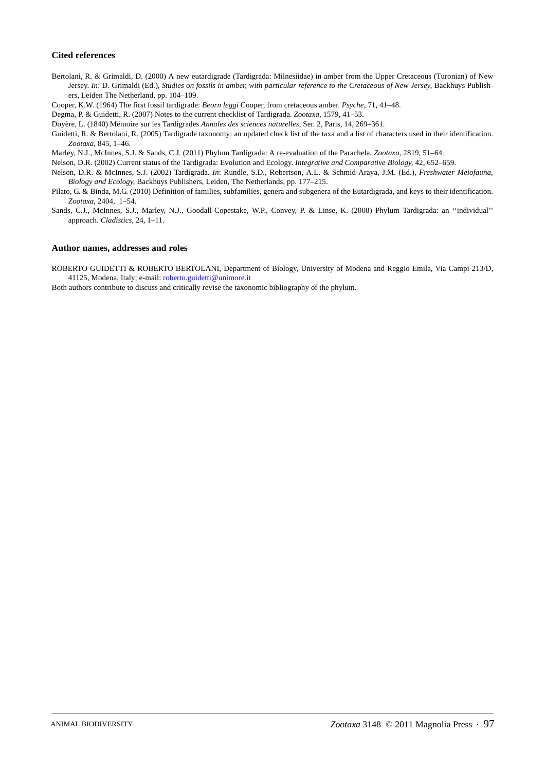### Cited references

Bertolani, R. & Grimaldi, D. (2000) A new eutardigrade (Tardigrada: Milnesiidae) in amber from the Upper Cretaceous (Turonian) of New Jersey. *In*: D. Grimaldi (Ed.), *Studies on fossils in amber, with particular reference to the Cretaceous of New Jersey*, Backhuys Publishers, Leiden The Netherland, pp. 104–109.

Cooper, K.W. (1964) The first fossil tardigrade: *Beorn leggi* Cooper, from cretaceous amber. *Psyche*, 71, 41–48.

Degma, P. & Guidetti, R. (2007) Notes to the current checklist of Tardigrada. *Zootaxa*, 1579, 41–53.

Doyère, L. (1840) Mémoire sur les Tardigrades *Annales des sciences naturelles*, Ser. 2, Paris, 14, 269–361.

Guidetti, R. & Bertolani, R. (2005) Tardigrade taxonomy: an updated check list of the taxa and a list of characters used in their identification. *Zootaxa*, 845, 1–46.

Marley, N.J., McInnes, S.J. & Sands, C.J. (2011) Phylum Tardigrada: A re-evaluation of the Parachela. *Zootaxa*, 2819, 51–64.

Nelson, D.R. (2002) Current status of the Tardigrada: Evolution and Ecology. *Integrative and Comparative Biology*, 42, 652–659.

Nelson, D.R. & McInnes, S.J. (2002) Tardigrada. *In*: Rundle, S.D., Robertson, A.L. & Schmid-Araya, J.M. (Ed.), *Freshwater Meiofauna, Biology and Ecology*, Backhuys Publishers, Leiden, The Netherlands, pp. 177–215.

Pilato, G. & Binda, M.G. (2010) Definition of families, subfamilies, genera and subgenera of the Eutardigrada, and keys to their identification. *Zootaxa*, 2404, 1–54.

Sands, C.J., McInnes, S.J., Marley, N.J., Goodall-Copestake, W.P., Convey, P. & Linse, K. (2008) Phylum Tardigrada: an ''individual'' approach. *Cladistics*, 24, 1–11.

### Author names, addresses and roles

ROBERTO GUIDETTI & ROBERTO BERTOLANI, Department of Biology, University of Modena and Reggio Emila, Via Campi 213/D, 41125, Modena, Italy; e-mail: roberto.guidetti@unimore.it

Both authors contribute to discuss and critically revise the taxonomic bibliography of the phylum.